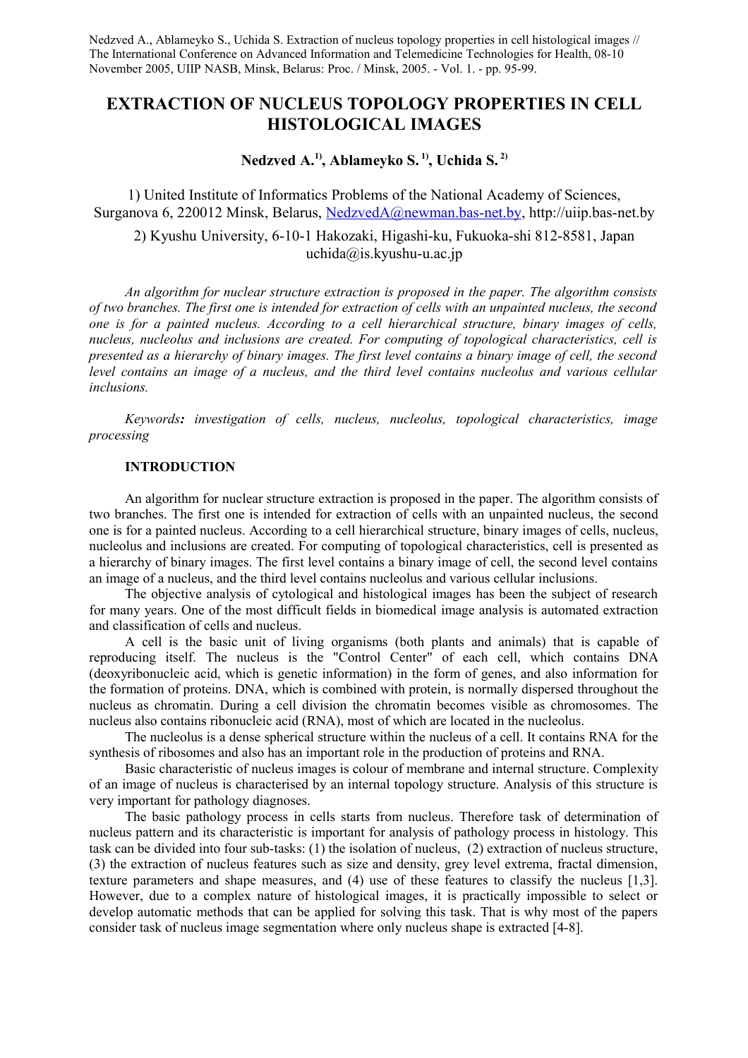Nedzved A., Ablameyko S., Uchida S. Extraction of nucleus topology properties in cell histological images // The International Conference on Advanced Information and Telemedicine Technologies for Health, 08-10 November 2005, UIIP NASB, Minsk, Belarus: Proc. / Minsk, 2005. - Vol. 1. - pp. 95-99.

# EXTRACTION OF NUCLEUS TOPOLOGY PROPERTIES IN CELL HISTOLOGICAL IMAGES

**Nedzved A.[1)], Ablameyko S.[1)], Uchida S.[2)]**

1) United Institute of Informatics Problems of the National Academy of Sciences, Surganova 6, 220012 Minsk, Belarus, NedzvedA@newman.bas-net.by, http://uiip.bas-net.by

2) Kyushu University, 6-10-1 Hakozaki, Higashi-ku, Fukuoka-shi 812-8581, Japan uchida@is.kyushu-u.ac.jp

*An algorithm for nuclear structure extraction is proposed in the paper. The algorithm consists of two branches. The first one is intended for extraction of cells with an unpainted nucleus, the second one is for a painted nucleus. According to a cell hierarchical structure, binary images of cells, nucleus, nucleolus and inclusions are created. For computing of topological characteristics, cell is presented as a hierarchy of binary images. The first level contains a binary image of cell, the second level contains an image of a nucleus, and the third level contains nucleolus and various cellular inclusions.*

*Keywords**:** investigation of cells, nucleus, nucleolus, topological characteristics, image processing*

## INTRODUCTION

An algorithm for nuclear structure extraction is proposed in the paper. The algorithm consists of two branches. The first one is intended for extraction of cells with an unpainted nucleus, the second one is for a painted nucleus. According to a cell hierarchical structure, binary images of cells, nucleus, nucleolus and inclusions are created. For computing of topological characteristics, cell is presented as a hierarchy of binary images. The first level contains a binary image of cell, the second level contains an image of a nucleus, and the third level contains nucleolus and various cellular inclusions.

The objective analysis of cytological and histological images has been the subject of research for many years. One of the most difficult fields in biomedical image analysis is automated extraction and classification of cells and nucleus.

A cell is the basic unit of living organisms (both plants and animals) that is capable of reproducing itself. The nucleus is the "Control Center" of each cell, which contains DNA (deoxyribonucleic acid, which is genetic information) in the form of genes, and also information for the formation of proteins. DNA, which is combined with protein, is normally dispersed throughout the nucleus as chromatin. During a cell division the chromatin becomes visible as chromosomes. The nucleus also contains ribonucleic acid (RNA), most of which are located in the nucleolus.

The nucleolus is a dense spherical structure within the nucleus of a cell. It contains RNA for the synthesis of ribosomes and also has an important role in the production of proteins and RNA.

Basic characteristic of nucleus images is colour of membrane and internal structure. Complexity of an image of nucleus is characterised by an internal topology structure. Analysis of this structure is very important for pathology diagnoses.

The basic pathology process in cells starts from nucleus. Therefore task of determination of nucleus pattern and its characteristic is important for analysis of pathology process in histology. This task can be divided into four sub-tasks: (1) the isolation of nucleus, (2) extraction of nucleus structure, (3) the extraction of nucleus features such as size and density, grey level extrema, fractal dimension, texture parameters and shape measures, and (4) use of these features to classify the nucleus [1,3]. However, due to a complex nature of histological images, it is practically impossible to select or develop automatic methods that can be applied for solving this task. That is why most of the papers consider task of nucleus image segmentation where only nucleus shape is extracted [4-8].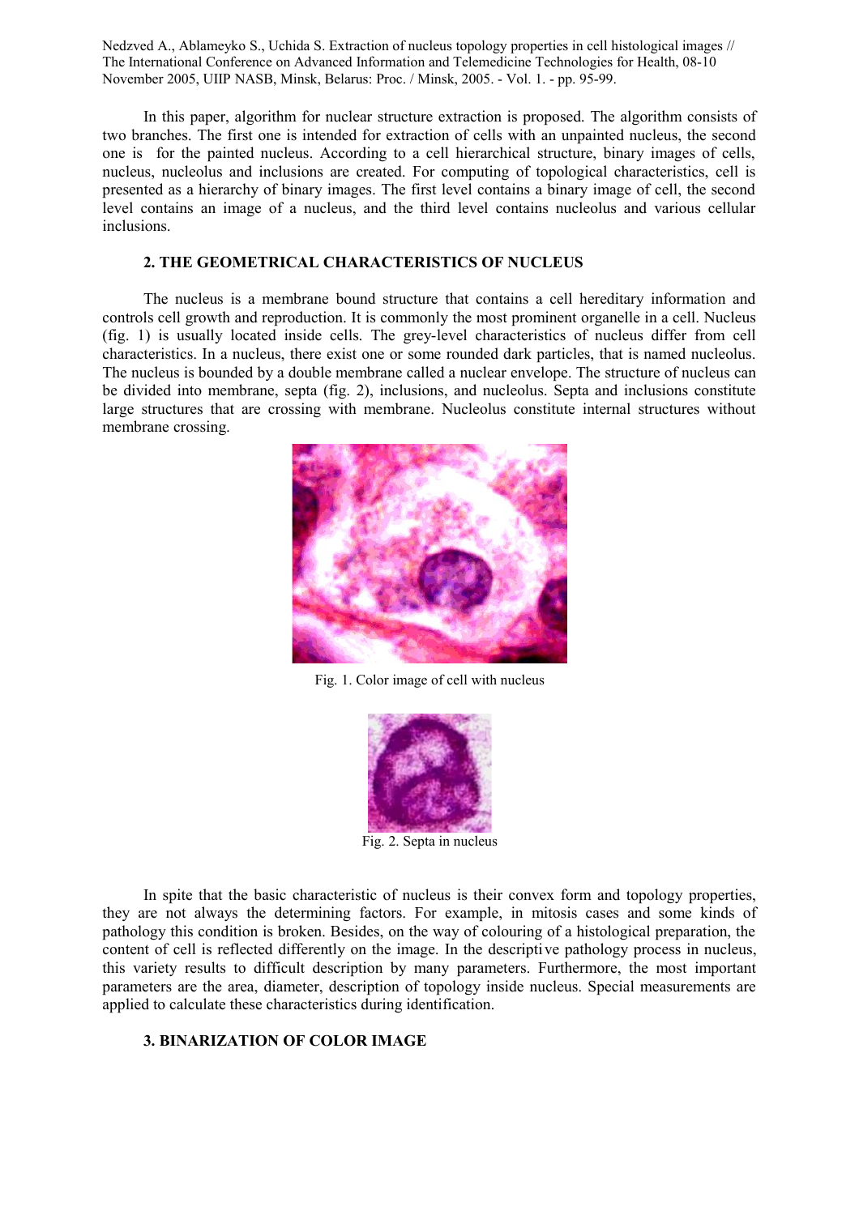In this paper, algorithm for nuclear structure extraction is proposed. The algorithm consists of two branches. The first one is intended for extraction of cells with an unpainted nucleus, the second one is for the painted nucleus. According to a cell hierarchical structure, binary images of cells, nucleus, nucleolus and inclusions are created. For computing of topological characteristics, cell is presented as a hierarchy of binary images. The first level contains a binary image of cell, the second level contains an image of a nucleus, and the third level contains nucleolus and various cellular inclusions.

## 2. THE GEOMETRICAL CHARACTERISTICS OF NUCLEUS

The nucleus is a membrane bound structure that contains a cell hereditary information and controls cell growth and reproduction. It is commonly the most prominent organelle in a cell. Nucleus (fig. 1) is usually located inside cells. The grey-level characteristics of nucleus differ from cell characteristics. In a nucleus, there exist one or some rounded dark particles, that is named nucleolus. The nucleus is bounded by a double membrane called a nuclear envelope. The structure of nucleus can be divided into membrane, septa (fig. 2), inclusions, and nucleolus. Septa and inclusions constitute large structures that are crossing with membrane. Nucleolus constitute internal structures without membrane crossing.

Fig. 1. Color image of cell with nucleus

Fig. 2. Septa in nucleus

In spite that the basic characteristic of nucleus is their convex form and topology properties, they are not always the determining factors. For example, in mitosis cases and some kinds of pathology this condition is broken. Besides, on the way of colouring of a histological preparation, the content of cell is reflected differently on the image. In the descriptive pathology process in nucleus, this variety results to difficult description by many parameters. Furthermore, the most important parameters are the area, diameter, description of topology inside nucleus. Special measurements are applied to calculate these characteristics during identification.

## 3. BINARIZATION OF COLOR IMAGE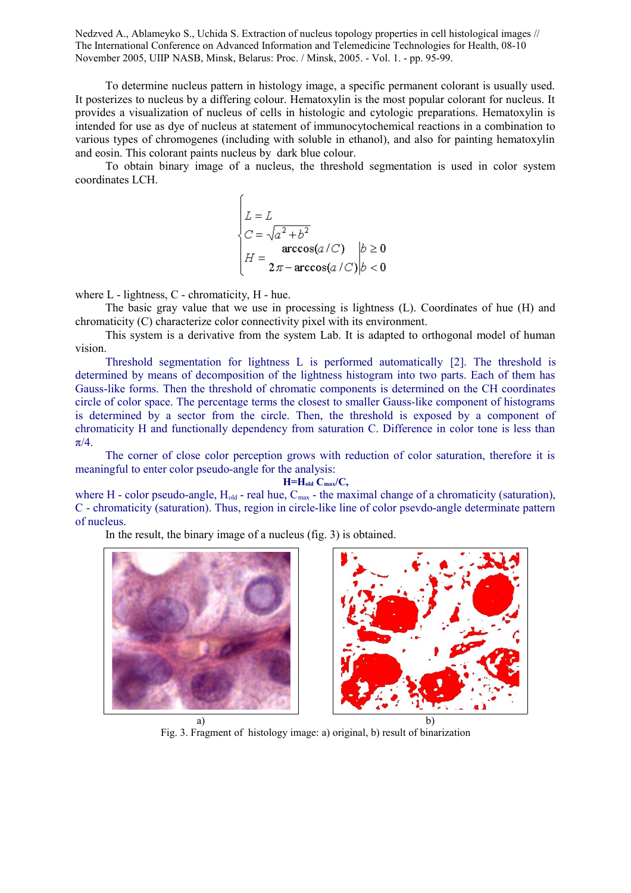To determine nucleus pattern in histology image, a specific permanent colorant is usually used. It posterizes to nucleus by a differing colour. Hematoxylin is the most popular colorant for nucleus. It provides a visualization of nucleus of cells in histologic and cytologic preparations. Hematoxylin is intended for use as dye of nucleus at statement of immunocytochemical reactions in a combination to various types of chromogenes (including with soluble in ethanol), and also for painting hematoxylin and eosin. This colorant paints nucleus by dark blue colour.

To obtain binary image of a nucleus, the threshold segmentation is used in color system coordinates LCH.

$$
\begin{cases}
L = L \\
C = \sqrt{a^2 + b^2} \\
H = \begin{matrix} \arccos(a/C) & \Big| b \geq 0 \\ 2\pi - \arccos(a/C) & \Big| b < 0 \end{matrix}
\end{cases}
$$

where L - lightness, C - chromaticity, H - hue.

The basic gray value that we use in processing is lightness (L). Coordinates of hue (H) and chromaticity (C) characterize color connectivity pixel with its environment.

This system is a derivative from the system Lab. It is adapted to orthogonal model of human vision.

Threshold segmentation for lightness L is performed automatically [2]. The threshold is determined by means of decomposition of the lightness histogram into two parts. Each of them has Gauss-like forms. Then the threshold of chromatic components is determined on the CH coordinates circle of color space. The percentage terms the closest to smaller Gauss-like component of histograms is determined by a sector from the circle. Then, the threshold is exposed by a component of chromaticity H and functionally dependency from saturation C. Difference in color tone is less than $\pi/4$.

The corner of close color perception grows with reduction of color saturation, therefore it is meaningful to enter color pseudo-angle for the analysis:

$$\mathbf{H = H_{old} \, C_{max}/C,}$$

where H - color pseudo-angle, $H_{old}$ - real hue, $C_{max}$ - the maximal change of a chromaticity (saturation), C - chromaticity (saturation). Thus, region in circle-like line of color psevdo-angle determinate pattern of nucleus.

In the result, the binary image of a nucleus (fig. 3) is obtained.

a) b)

Fig. 3. Fragment of histology image: a) original, b) result of binarization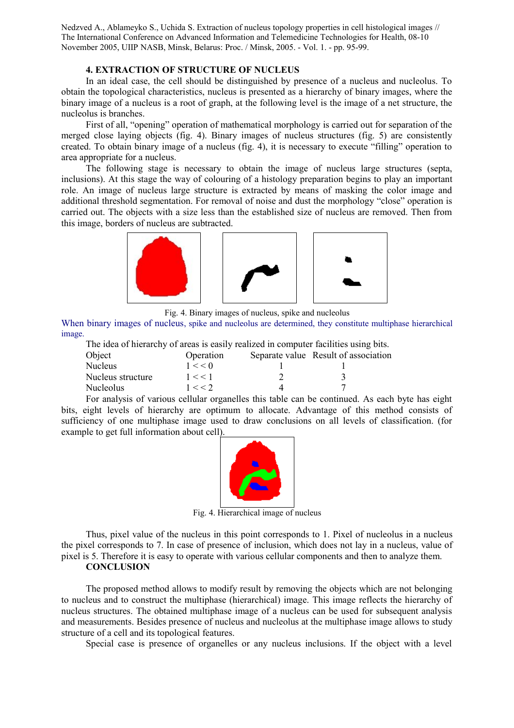Nedzved A., Ablameyko S., Uchida S. Extraction of nucleus topology properties in cell histological images // The International Conference on Advanced Information and Telemedicine Technologies for Health, 08-10 November 2005, UIIP NASB, Minsk, Belarus: Proc. / Minsk, 2005. - Vol. 1. - pp. 95-99.

## 4. EXTRACTION OF STRUCTURE OF NUCLEUS

In an ideal case, the cell should be distinguished by presence of a nucleus and nucleolus. To obtain the topological characteristics, nucleus is presented as a hierarchy of binary images, where the binary image of a nucleus is a root of graph, at the following level is the image of a net structure, the nucleolus is branches.

First of all, "opening" operation of mathematical morphology is carried out for separation of the merged close laying objects (fig. 4). Binary images of nucleus structures (fig. 5) are consistently created. To obtain binary image of a nucleus (fig. 4), it is necessary to execute "filling" operation to area appropriate for a nucleus.

The following stage is necessary to obtain the image of nucleus large structures (septa, inclusions). At this stage the way of colouring of a histology preparation begins to play an important role. An image of nucleus large structure is extracted by means of masking the color image and additional threshold segmentation. For removal of noise and dust the morphology "close" operation is carried out. The objects with a size less than the established size of nucleus are removed. Then from this image, borders of nucleus are subtracted.

Fig. 4. Binary images of nucleus, spike and nucleolus

When binary images of nucleus, spike and nucleolus are determined, they constitute multiphase hierarchical image.

The idea of hierarchy of areas is easily realized in computer facilities using bits.

| Object | Operation | Separate value | Result of association |
|---|---|---|---|
| Nucleus | 1 << 0 | 1 | 1 |
| Nucleus structure | 1 << 1 | 2 | 3 |
| Nucleolus | 1 << 2 | 4 | 7 |

For analysis of various cellular organelles this table can be continued. As each byte has eight bits, eight levels of hierarchy are optimum to allocate. Advantage of this method consists of sufficiency of one multiphase image used to draw conclusions on all levels of classification. (for example to get full information about cell).

Fig. 4. Hierarchical image of nucleus

Thus, pixel value of the nucleus in this point corresponds to 1. Pixel of nucleolus in a nucleus the pixel corresponds to 7. In case of presence of inclusion, which does not lay in a nucleus, value of pixel is 5. Therefore it is easy to operate with various cellular components and then to analyze them.

## CONCLUSION

The proposed method allows to modify result by removing the objects which are not belonging to nucleus and to construct the multiphase (hierarchical) image. This image reflects the hierarchy of nucleus structures. The obtained multiphase image of a nucleus can be used for subsequent analysis and measurements. Besides presence of nucleus and nucleolus at the multiphase image allows to study structure of a cell and its topological features.

Special case is presence of organelles or any nucleus inclusions. If the object with a level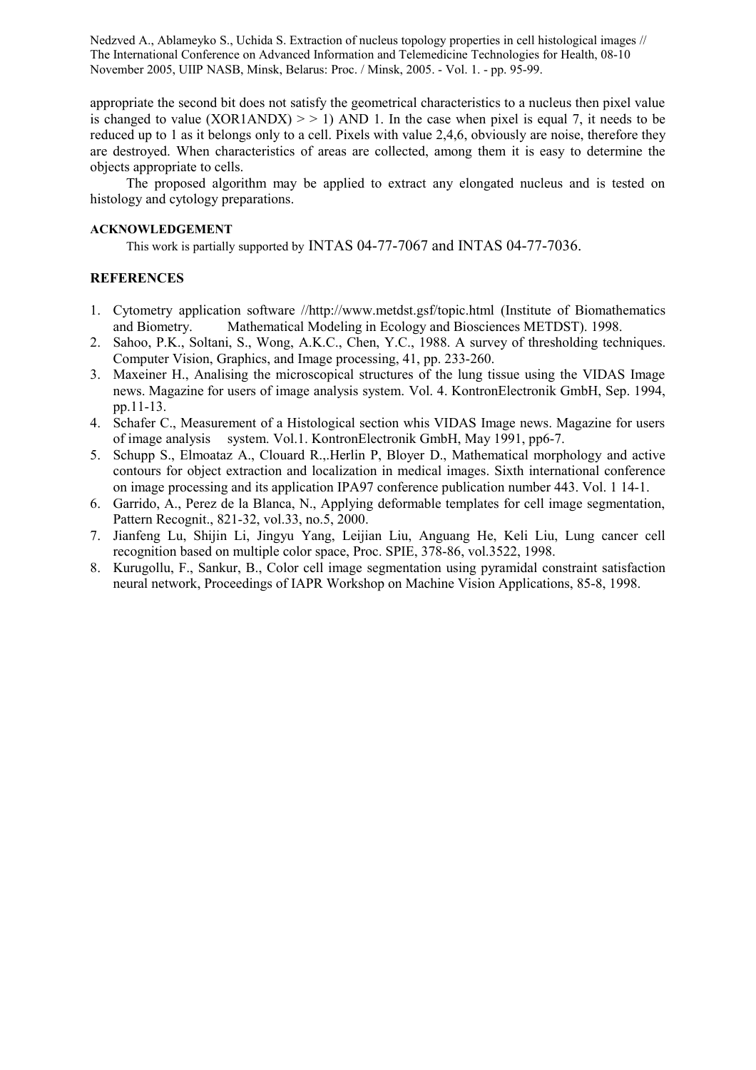appropriate the second bit does not satisfy the geometrical characteristics to a nucleus then pixel value is changed to value (XOR1ANDX) > > 1) AND 1. In the case when pixel is equal 7, it needs to be reduced up to 1 as it belongs only to a cell. Pixels with value 2,4,6, obviously are noise, therefore they are destroyed. When characteristics of areas are collected, among them it is easy to determine the objects appropriate to cells.

The proposed algorithm may be applied to extract any elongated nucleus and is tested on histology and cytology preparations.

**ACKNOWLEDGEMENT**

This work is partially supported by INTAS 04-77-7067 and INTAS 04-77-7036.

**REFERENCES**

1. Cytometry application software //http://www.metdst.gsf/topic.html (Institute of Biomathematics and Biometry. Mathematical Modeling in Ecology and Biosciences METDST). 1998.
2. Sahoo, P.K., Soltani, S., Wong, A.K.C., Chen, Y.C., 1988. A survey of thresholding techniques. Computer Vision, Graphics, and Image processing, 41, pp. 233-260.
3. Maxeiner H., Analising the microscopical structures of the lung tissue using the VIDAS Image news. Magazine for users of image analysis system. Vol. 4. KontronElectronik GmbH, Sep. 1994, pp.11-13.
4. Schafer C., Measurement of a Histological section whis VIDAS Image news. Magazine for users of image analysis system. Vol.1. KontronElectronik GmbH, May 1991, pp6-7.
5. Schupp S., Elmoataz A., Clouard R.,.Herlin P, Bloyer D., Mathematical morphology and active contours for object extraction and localization in medical images. Sixth international conference on image processing and its application IPA97 conference publication number 443. Vol. 1 14-1.
6. Garrido, A., Perez de la Blanca, N., Applying deformable templates for cell image segmentation, Pattern Recognit., 821-32, vol.33, no.5, 2000.
7. Jianfeng Lu, Shijin Li, Jingyu Yang, Leijian Liu, Anguang He, Keli Liu, Lung cancer cell recognition based on multiple color space, Proc. SPIE, 378-86, vol.3522, 1998.
8. Kurugollu, F., Sankur, B., Color cell image segmentation using pyramidal constraint satisfaction neural network, Proceedings of IAPR Workshop on Machine Vision Applications, 85-8, 1998.